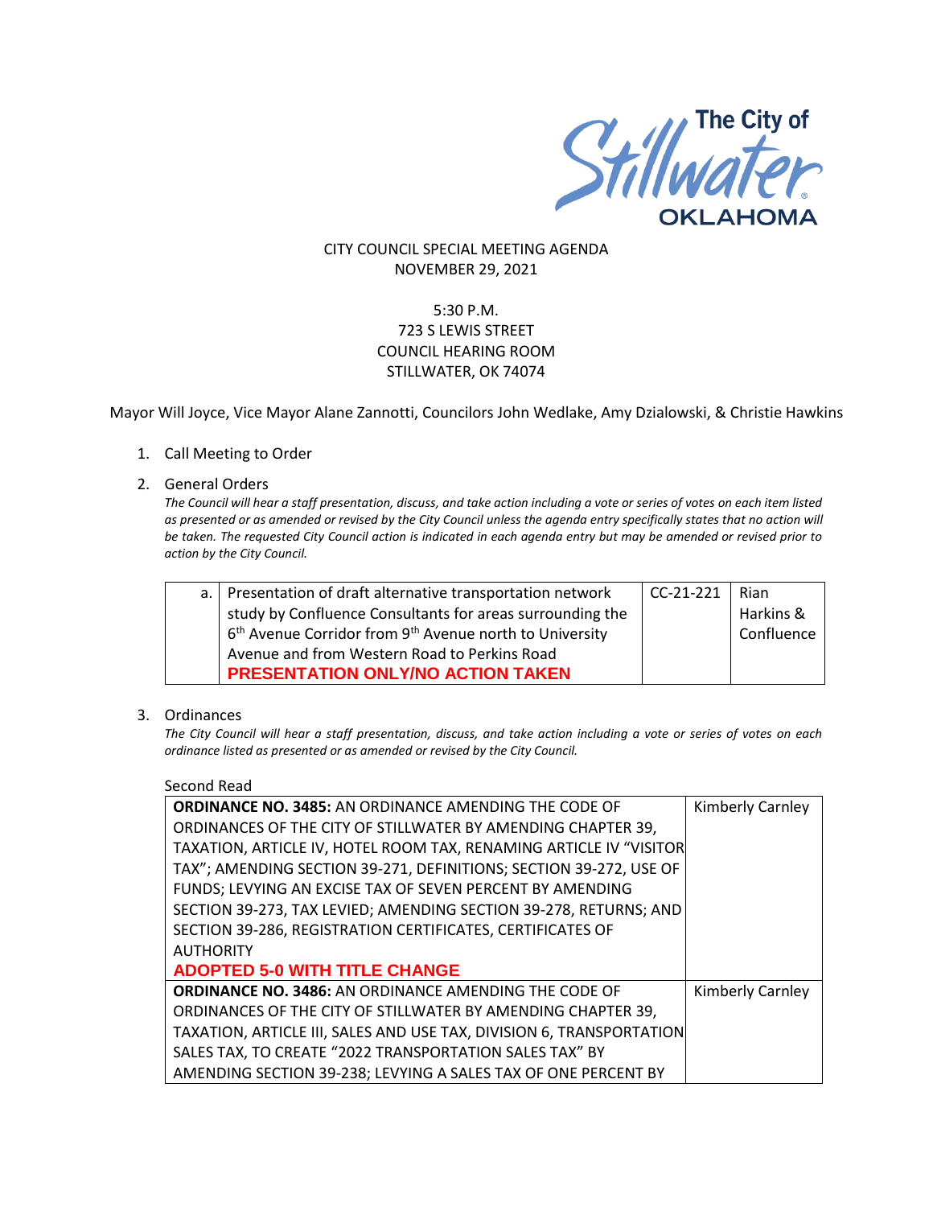The City of Stillwater OKLAHOMA

CITY COUNCIL SPECIAL MEETING AGENDA
NOVEMBER 29, 2021

5:30 P.M.
723 S LEWIS STREET
COUNCIL HEARING ROOM
STILLWATER, OK 74074

Mayor Will Joyce, Vice Mayor Alane Zannotti, Councilors John Wedlake, Amy Dzialowski, & Christie Hawkins

1. Call Meeting to Order

2. General Orders

   *The Council will hear a staff presentation, discuss, and take action including a vote or series of votes on each item listed as presented or as amended or revised by the City Council unless the agenda entry specifically states that no action will be taken. The requested City Council action is indicated in each agenda entry but may be amended or revised prior to action by the City Council.*

| | | | |
|---|---|---|---|
| a. | Presentation of draft alternative transportation network study by Confluence Consultants for areas surrounding the 6th Avenue Corridor from 9th Avenue north to University Avenue and from Western Road to Perkins Road **PRESENTATION ONLY/NO ACTION TAKEN** | CC-21-221 | Rian Harkins & Confluence |

3. Ordinances

   *The City Council will hear a staff presentation, discuss, and take action including a vote or series of votes on each ordinance listed as presented or as amended or revised by the City Council.*

   Second Read

| | |
|---|---|
| **ORDINANCE NO. 3485:** AN ORDINANCE AMENDING THE CODE OF ORDINANCES OF THE CITY OF STILLWATER BY AMENDING CHAPTER 39, TAXATION, ARTICLE IV, HOTEL ROOM TAX, RENAMING ARTICLE IV "VISITOR TAX"; AMENDING SECTION 39-271, DEFINITIONS; SECTION 39-272, USE OF FUNDS; LEVYING AN EXCISE TAX OF SEVEN PERCENT BY AMENDING SECTION 39-273, TAX LEVIED; AMENDING SECTION 39-278, RETURNS; AND SECTION 39-286, REGISTRATION CERTIFICATES, CERTIFICATES OF AUTHORITY **ADOPTED 5-0 WITH TITLE CHANGE** | Kimberly Carnley |
| **ORDINANCE NO. 3486:** AN ORDINANCE AMENDING THE CODE OF ORDINANCES OF THE CITY OF STILLWATER BY AMENDING CHAPTER 39, TAXATION, ARTICLE III, SALES AND USE TAX, DIVISION 6, TRANSPORTATION SALES TAX, TO CREATE "2022 TRANSPORTATION SALES TAX" BY AMENDING SECTION 39-238; LEVYING A SALES TAX OF ONE PERCENT BY | Kimberly Carnley |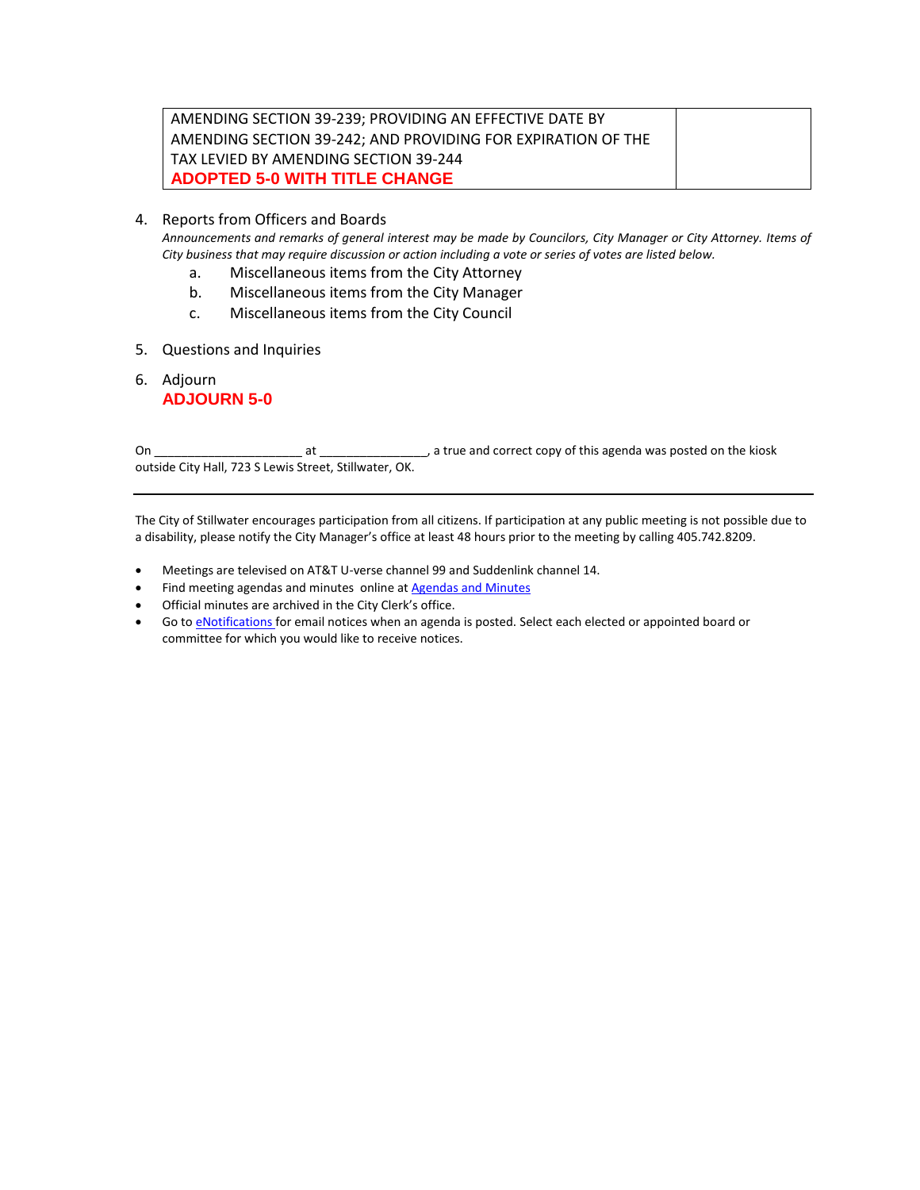| | |
|---|---|
| AMENDING SECTION 39-239; PROVIDING AN EFFECTIVE DATE BY AMENDING SECTION 39-242; AND PROVIDING FOR EXPIRATION OF THE TAX LEVIED BY AMENDING SECTION 39-244 **ADOPTED 5-0 WITH TITLE CHANGE** | |

4. Reports from Officers and Boards
   *Announcements and remarks of general interest may be made by Councilors, City Manager or City Attorney. Items of City business that may require discussion or action including a vote or series of votes are listed below.*
   a. Miscellaneous items from the City Attorney
   b. Miscellaneous items from the City Manager
   c. Miscellaneous items from the City Council

5. Questions and Inquiries

6. Adjourn
   **ADJOURN 5-0**

On ______________________ at ________________, a true and correct copy of this agenda was posted on the kiosk outside City Hall, 723 S Lewis Street, Stillwater, OK.

---

The City of Stillwater encourages participation from all citizens. If participation at any public meeting is not possible due to a disability, please notify the City Manager's office at least 48 hours prior to the meeting by calling 405.742.8209.

- Meetings are televised on AT&T U-verse channel 99 and Suddenlink channel 14.
- Find meeting agendas and minutes online at Agendas and Minutes
- Official minutes are archived in the City Clerk's office.
- Go to eNotifications for email notices when an agenda is posted. Select each elected or appointed board or committee for which you would like to receive notices.